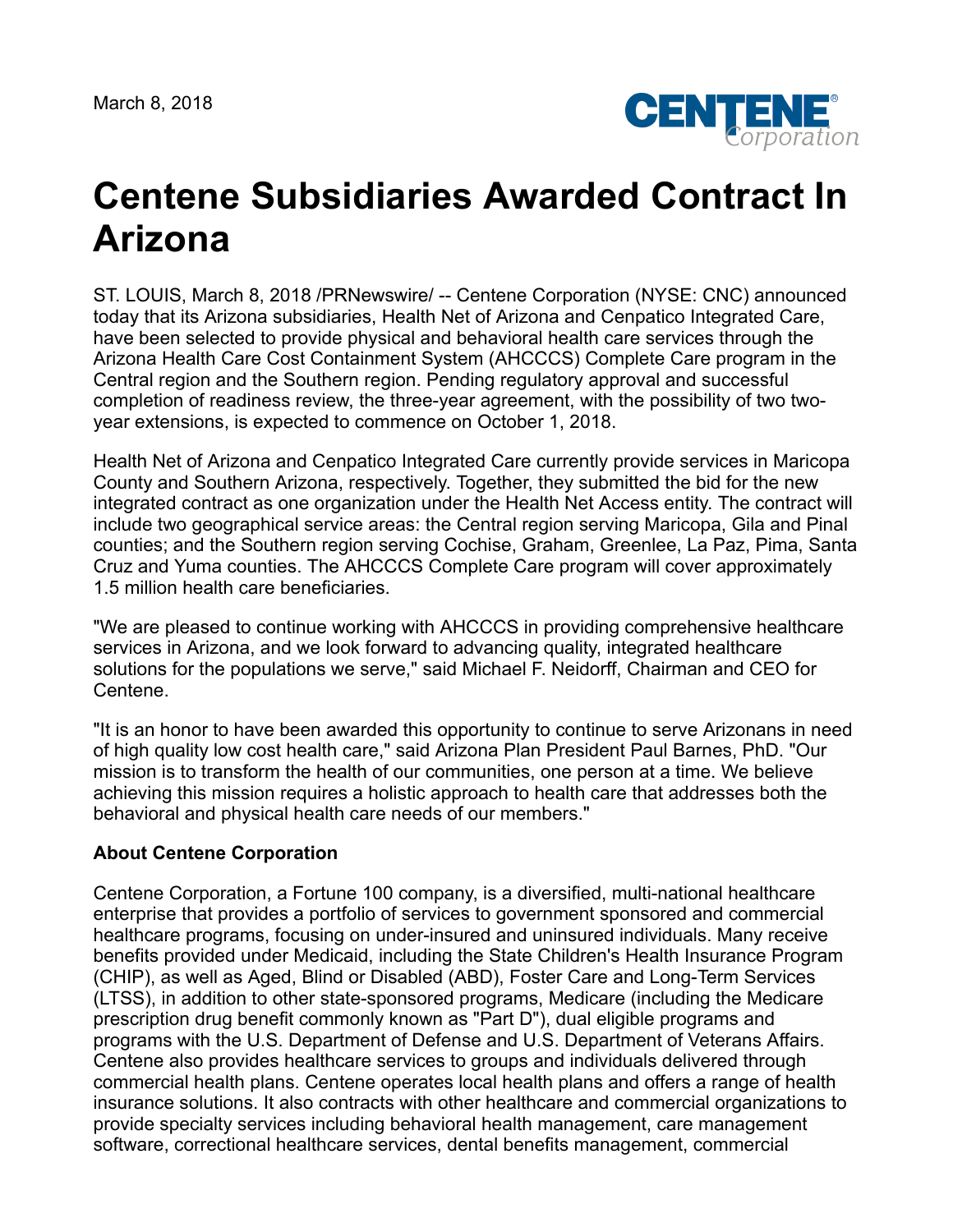March 8, 2018

# Centene Subsidiaries Awarded Contract In Arizona

ST. LOUIS, March 8, 2018 /PRNewswire/ -- Centene Corporation (NYSE: CNC) announced today that its Arizona subsidiaries, Health Net of Arizona and Cenpatico Integrated Care, have been selected to provide physical and behavioral health care services through the Arizona Health Care Cost Containment System (AHCCCS) Complete Care program in the Central region and the Southern region. Pending regulatory approval and successful completion of readiness review, the three-year agreement, with the possibility of two two-year extensions, is expected to commence on October 1, 2018.

Health Net of Arizona and Cenpatico Integrated Care currently provide services in Maricopa County and Southern Arizona, respectively. Together, they submitted the bid for the new integrated contract as one organization under the Health Net Access entity. The contract will include two geographical service areas: the Central region serving Maricopa, Gila and Pinal counties; and the Southern region serving Cochise, Graham, Greenlee, La Paz, Pima, Santa Cruz and Yuma counties. The AHCCCS Complete Care program will cover approximately 1.5 million health care beneficiaries.

"We are pleased to continue working with AHCCCS in providing comprehensive healthcare services in Arizona, and we look forward to advancing quality, integrated healthcare solutions for the populations we serve," said Michael F. Neidorff, Chairman and CEO for Centene.

"It is an honor to have been awarded this opportunity to continue to serve Arizonans in need of high quality low cost health care," said Arizona Plan President Paul Barnes, PhD. "Our mission is to transform the health of our communities, one person at a time. We believe achieving this mission requires a holistic approach to health care that addresses both the behavioral and physical health care needs of our members."

**About Centene Corporation**

Centene Corporation, a Fortune 100 company, is a diversified, multi-national healthcare enterprise that provides a portfolio of services to government sponsored and commercial healthcare programs, focusing on under-insured and uninsured individuals. Many receive benefits provided under Medicaid, including the State Children's Health Insurance Program (CHIP), as well as Aged, Blind or Disabled (ABD), Foster Care and Long-Term Services (LTSS), in addition to other state-sponsored programs, Medicare (including the Medicare prescription drug benefit commonly known as "Part D"), dual eligible programs and programs with the U.S. Department of Defense and U.S. Department of Veterans Affairs. Centene also provides healthcare services to groups and individuals delivered through commercial health plans. Centene operates local health plans and offers a range of health insurance solutions. It also contracts with other healthcare and commercial organizations to provide specialty services including behavioral health management, care management software, correctional healthcare services, dental benefits management, commercial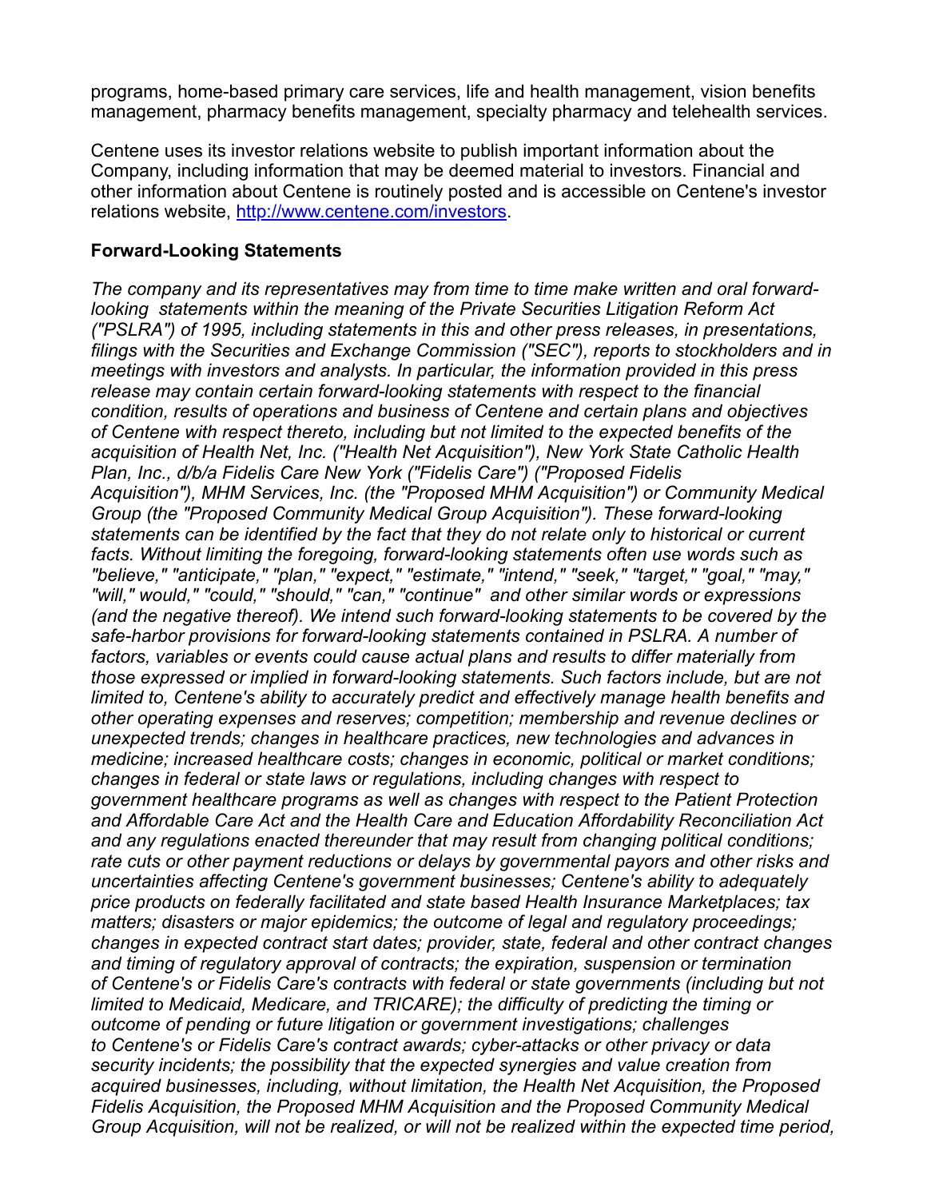programs, home-based primary care services, life and health management, vision benefits management, pharmacy benefits management, specialty pharmacy and telehealth services.

Centene uses its investor relations website to publish important information about the Company, including information that may be deemed material to investors. Financial and other information about Centene is routinely posted and is accessible on Centene's investor relations website, [http://www.centene.com/investors](http://www.centene.com/investors).

**Forward-Looking Statements**

*The company and its representatives may from time to time make written and oral forward-looking statements within the meaning of the Private Securities Litigation Reform Act ("PSLRA") of 1995, including statements in this and other press releases, in presentations, filings with the Securities and Exchange Commission ("SEC"), reports to stockholders and in meetings with investors and analysts. In particular, the information provided in this press release may contain certain forward-looking statements with respect to the financial condition, results of operations and business of Centene and certain plans and objectives of Centene with respect thereto, including but not limited to the expected benefits of the acquisition of Health Net, Inc. ("Health Net Acquisition"), New York State Catholic Health Plan, Inc., d/b/a Fidelis Care New York ("Fidelis Care") ("Proposed Fidelis Acquisition"), MHM Services, Inc. (the "Proposed MHM Acquisition") or Community Medical Group (the "Proposed Community Medical Group Acquisition"). These forward-looking statements can be identified by the fact that they do not relate only to historical or current facts. Without limiting the foregoing, forward-looking statements often use words such as "believe," "anticipate," "plan," "expect," "estimate," "intend," "seek," "target," "goal," "may," "will," would," "could," "should," "can," "continue" and other similar words or expressions (and the negative thereof). We intend such forward-looking statements to be covered by the safe-harbor provisions for forward-looking statements contained in PSLRA. A number of factors, variables or events could cause actual plans and results to differ materially from those expressed or implied in forward-looking statements. Such factors include, but are not limited to, Centene's ability to accurately predict and effectively manage health benefits and other operating expenses and reserves; competition; membership and revenue declines or unexpected trends; changes in healthcare practices, new technologies and advances in medicine; increased healthcare costs; changes in economic, political or market conditions; changes in federal or state laws or regulations, including changes with respect to government healthcare programs as well as changes with respect to the Patient Protection and Affordable Care Act and the Health Care and Education Affordability Reconciliation Act and any regulations enacted thereunder that may result from changing political conditions; rate cuts or other payment reductions or delays by governmental payors and other risks and uncertainties affecting Centene's government businesses; Centene's ability to adequately price products on federally facilitated and state based Health Insurance Marketplaces; tax matters; disasters or major epidemics; the outcome of legal and regulatory proceedings; changes in expected contract start dates; provider, state, federal and other contract changes and timing of regulatory approval of contracts; the expiration, suspension or termination of Centene's or Fidelis Care's contracts with federal or state governments (including but not limited to Medicaid, Medicare, and TRICARE); the difficulty of predicting the timing or outcome of pending or future litigation or government investigations; challenges to Centene's or Fidelis Care's contract awards; cyber-attacks or other privacy or data security incidents; the possibility that the expected synergies and value creation from acquired businesses, including, without limitation, the Health Net Acquisition, the Proposed Fidelis Acquisition, the Proposed MHM Acquisition and the Proposed Community Medical Group Acquisition, will not be realized, or will not be realized within the expected time period,*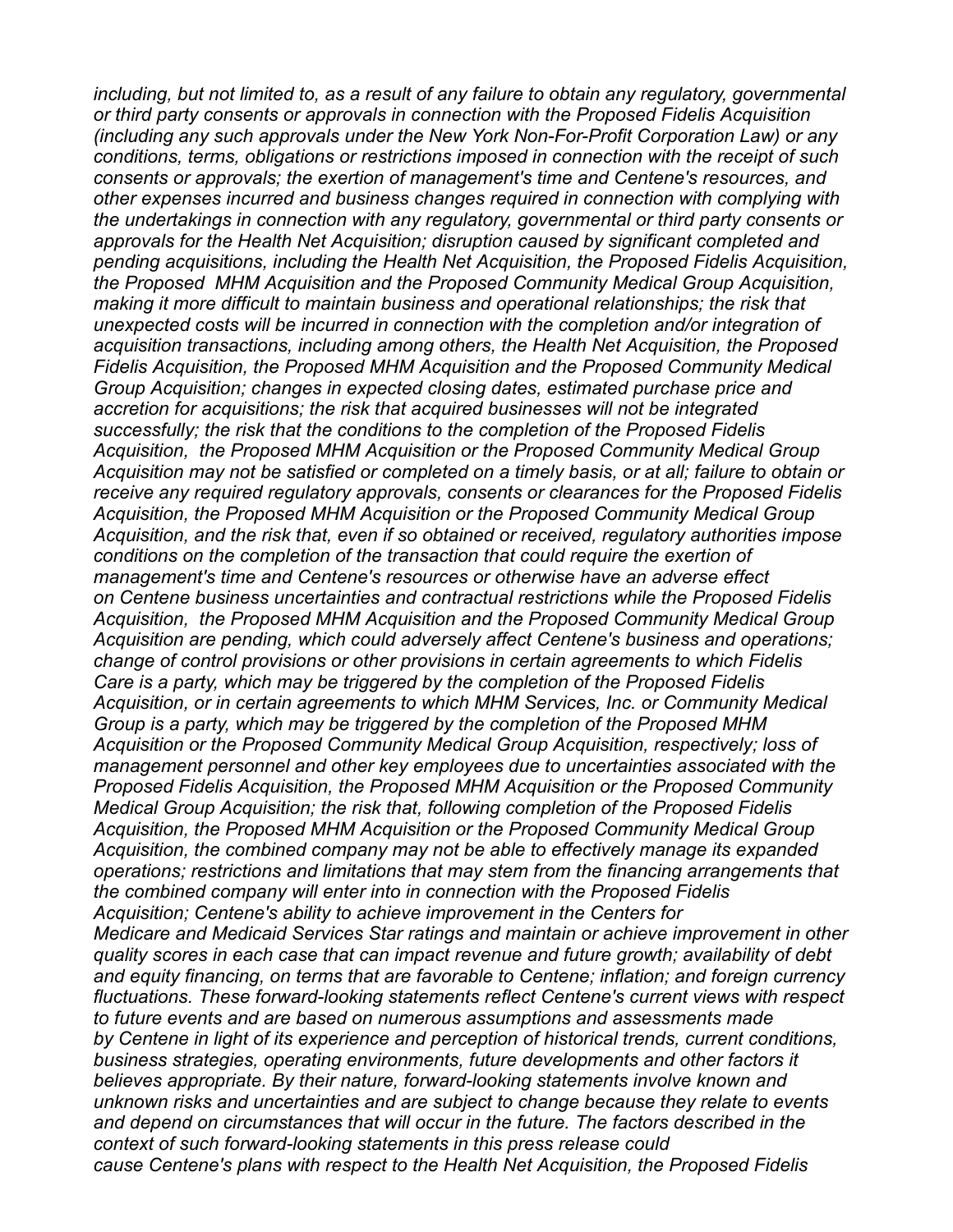*including, but not limited to, as a result of any failure to obtain any regulatory, governmental or third party consents or approvals in connection with the Proposed Fidelis Acquisition (including any such approvals under the New York Non-For-Profit Corporation Law) or any conditions, terms, obligations or restrictions imposed in connection with the receipt of such consents or approvals; the exertion of management's time and Centene's resources, and other expenses incurred and business changes required in connection with complying with the undertakings in connection with any regulatory, governmental or third party consents or approvals for the Health Net Acquisition; disruption caused by significant completed and pending acquisitions, including the Health Net Acquisition, the Proposed Fidelis Acquisition, the Proposed MHM Acquisition and the Proposed Community Medical Group Acquisition, making it more difficult to maintain business and operational relationships; the risk that unexpected costs will be incurred in connection with the completion and/or integration of acquisition transactions, including among others, the Health Net Acquisition, the Proposed Fidelis Acquisition, the Proposed MHM Acquisition and the Proposed Community Medical Group Acquisition; changes in expected closing dates, estimated purchase price and accretion for acquisitions; the risk that acquired businesses will not be integrated successfully; the risk that the conditions to the completion of the Proposed Fidelis Acquisition, the Proposed MHM Acquisition or the Proposed Community Medical Group Acquisition may not be satisfied or completed on a timely basis, or at all; failure to obtain or receive any required regulatory approvals, consents or clearances for the Proposed Fidelis Acquisition, the Proposed MHM Acquisition or the Proposed Community Medical Group Acquisition, and the risk that, even if so obtained or received, regulatory authorities impose conditions on the completion of the transaction that could require the exertion of management's time and Centene's resources or otherwise have an adverse effect on Centene business uncertainties and contractual restrictions while the Proposed Fidelis Acquisition, the Proposed MHM Acquisition and the Proposed Community Medical Group Acquisition are pending, which could adversely affect Centene's business and operations; change of control provisions or other provisions in certain agreements to which Fidelis Care is a party, which may be triggered by the completion of the Proposed Fidelis Acquisition, or in certain agreements to which MHM Services, Inc. or Community Medical Group is a party, which may be triggered by the completion of the Proposed MHM Acquisition or the Proposed Community Medical Group Acquisition, respectively; loss of management personnel and other key employees due to uncertainties associated with the Proposed Fidelis Acquisition, the Proposed MHM Acquisition or the Proposed Community Medical Group Acquisition; the risk that, following completion of the Proposed Fidelis Acquisition, the Proposed MHM Acquisition or the Proposed Community Medical Group Acquisition, the combined company may not be able to effectively manage its expanded operations; restrictions and limitations that may stem from the financing arrangements that the combined company will enter into in connection with the Proposed Fidelis Acquisition; Centene's ability to achieve improvement in the Centers for Medicare and Medicaid Services Star ratings and maintain or achieve improvement in other quality scores in each case that can impact revenue and future growth; availability of debt and equity financing, on terms that are favorable to Centene; inflation; and foreign currency fluctuations. These forward-looking statements reflect Centene's current views with respect to future events and are based on numerous assumptions and assessments made by Centene in light of its experience and perception of historical trends, current conditions, business strategies, operating environments, future developments and other factors it believes appropriate. By their nature, forward-looking statements involve known and unknown risks and uncertainties and are subject to change because they relate to events and depend on circumstances that will occur in the future. The factors described in the context of such forward-looking statements in this press release could cause Centene's plans with respect to the Health Net Acquisition, the Proposed Fidelis*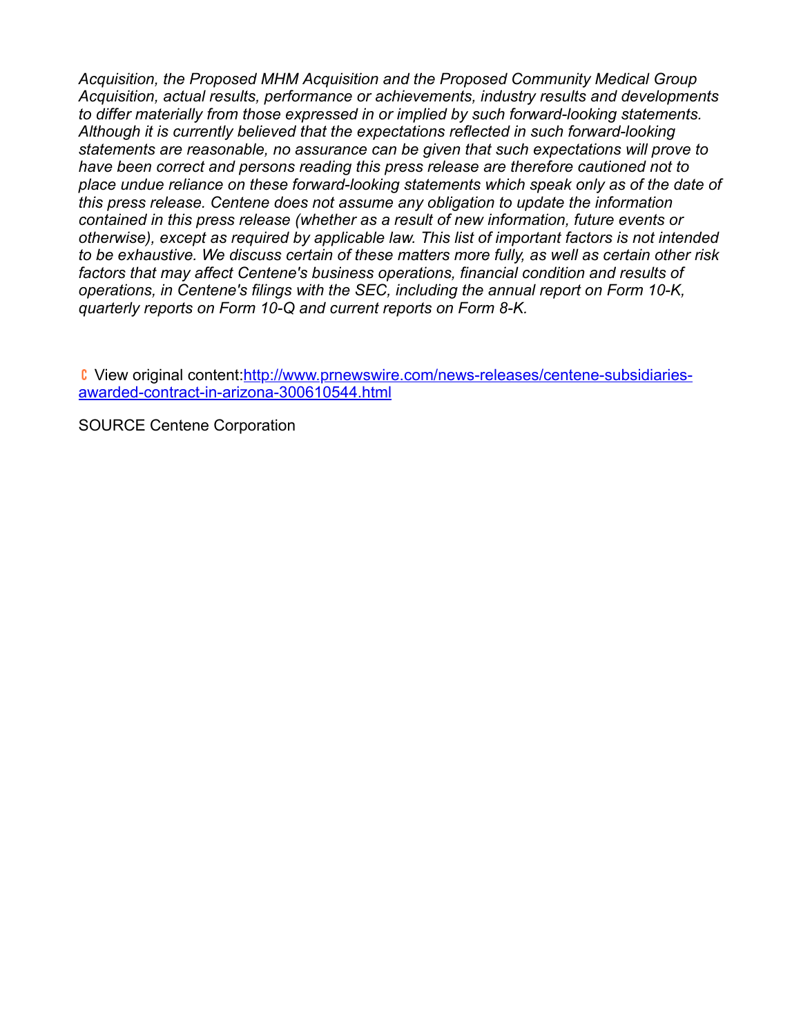*Acquisition, the Proposed MHM Acquisition and the Proposed Community Medical Group Acquisition, actual results, performance or achievements, industry results and developments to differ materially from those expressed in or implied by such forward-looking statements. Although it is currently believed that the expectations reflected in such forward-looking statements are reasonable, no assurance can be given that such expectations will prove to have been correct and persons reading this press release are therefore cautioned not to place undue reliance on these forward-looking statements which speak only as of the date of this press release. Centene does not assume any obligation to update the information contained in this press release (whether as a result of new information, future events or otherwise), except as required by applicable law. This list of important factors is not intended to be exhaustive. We discuss certain of these matters more fully, as well as certain other risk factors that may affect Centene's business operations, financial condition and results of operations, in Centene's filings with the SEC, including the annual report on Form 10-K, quarterly reports on Form 10-Q and current reports on Form 8-K.*

View original content:[http://www.prnewswire.com/news-releases/centene-subsidiaries-awarded-contract-in-arizona-300610544.html](http://www.prnewswire.com/news-releases/centene-subsidiaries-awarded-contract-in-arizona-300610544.html)

SOURCE Centene Corporation